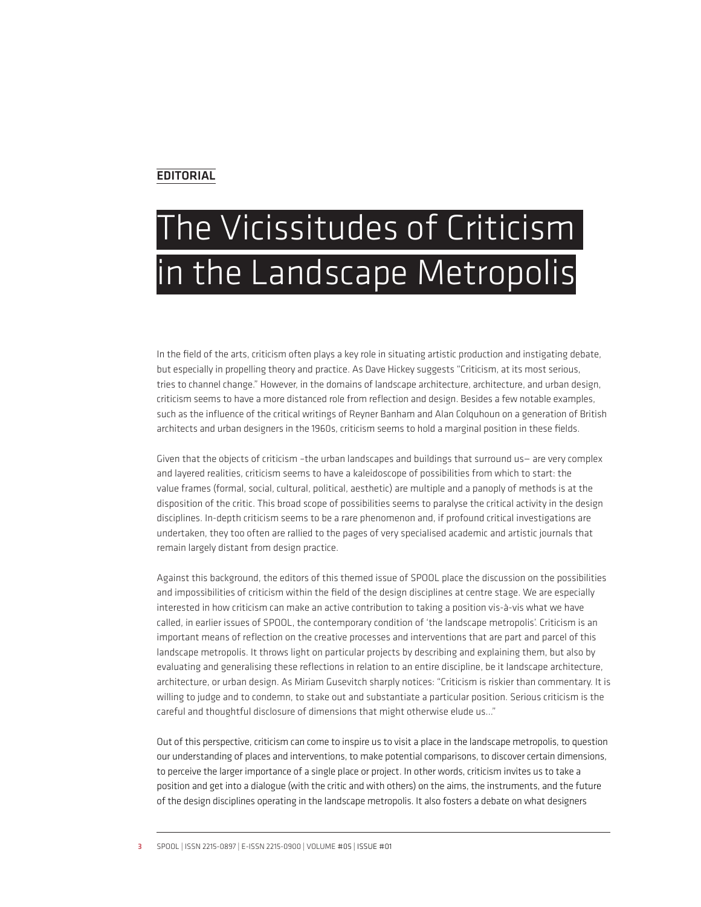EDITORIAL

# The Vicissitudes of Criticism in the Landscape Metropolis

In the field of the arts, criticism often plays a key role in situating artistic production and instigating debate, but especially in propelling theory and practice. As Dave Hickey suggests "Criticism, at its most serious, tries to channel change." However, in the domains of landscape architecture, architecture, and urban design, criticism seems to have a more distanced role from reflection and design. Besides a few notable examples, such as the influence of the critical writings of Reyner Banham and Alan Colquhoun on a generation of British architects and urban designers in the 1960s, criticism seems to hold a marginal position in these fields.

Given that the objects of criticism –the urban landscapes and buildings that surround us– are very complex and layered realities, criticism seems to have a kaleidoscope of possibilities from which to start: the value frames (formal, social, cultural, political, aesthetic) are multiple and a panoply of methods is at the disposition of the critic. This broad scope of possibilities seems to paralyse the critical activity in the design disciplines. In-depth criticism seems to be a rare phenomenon and, if profound critical investigations are undertaken, they too often are rallied to the pages of very specialised academic and artistic journals that remain largely distant from design practice.

Against this background, the editors of this themed issue of SPOOL place the discussion on the possibilities and impossibilities of criticism within the field of the design disciplines at centre stage. We are especially interested in how criticism can make an active contribution to taking a position vis-à-vis what we have called, in earlier issues of SPOOL, the contemporary condition of 'the landscape metropolis'. Criticism is an important means of reflection on the creative processes and interventions that are part and parcel of this landscape metropolis. It throws light on particular projects by describing and explaining them, but also by evaluating and generalising these reflections in relation to an entire discipline, be it landscape architecture, architecture, or urban design. As Miriam Gusevitch sharply notices: "Criticism is riskier than commentary. It is willing to judge and to condemn, to stake out and substantiate a particular position. Serious criticism is the careful and thoughtful disclosure of dimensions that might otherwise elude us..."

Out of this perspective, criticism can come to inspire us to visit a place in the landscape metropolis, to question our understanding of places and interventions, to make potential comparisons, to discover certain dimensions, to perceive the larger importance of a single place or project. In other words, criticism invites us to take a position and get into a dialogue (with the critic and with others) on the aims, the instruments, and the future of the design disciplines operating in the landscape metropolis. It also fosters a debate on what designers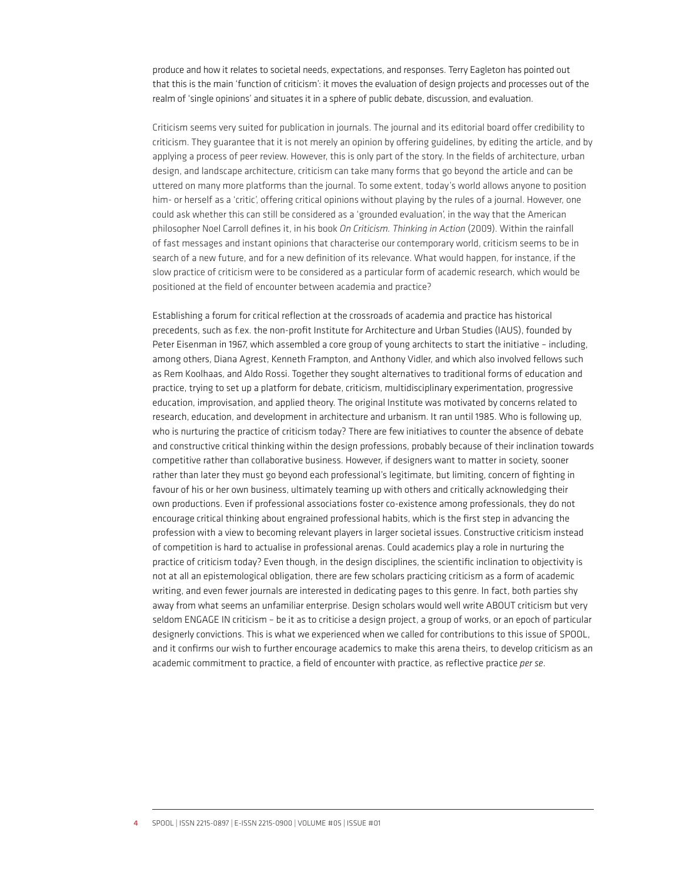produce and how it relates to societal needs, expectations, and responses. Terry Eagleton has pointed out that this is the main 'function of criticism': it moves the evaluation of design projects and processes out of the realm of 'single opinions' and situates it in a sphere of public debate, discussion, and evaluation.

Criticism seems very suited for publication in journals. The journal and its editorial board offer credibility to criticism. They guarantee that it is not merely an opinion by offering guidelines, by editing the article, and by applying a process of peer review. However, this is only part of the story. In the fields of architecture, urban design, and landscape architecture, criticism can take many forms that go beyond the article and can be uttered on many more platforms than the journal. To some extent, today's world allows anyone to position him- or herself as a 'critic', offering critical opinions without playing by the rules of a journal. However, one could ask whether this can still be considered as a 'grounded evaluation', in the way that the American philosopher Noel Carroll defines it, in his book *On Criticism. Thinking in Action* (2009). Within the rainfall of fast messages and instant opinions that characterise our contemporary world, criticism seems to be in search of a new future, and for a new definition of its relevance. What would happen, for instance, if the slow practice of criticism were to be considered as a particular form of academic research, which would be positioned at the field of encounter between academia and practice?

Establishing a forum for critical reflection at the crossroads of academia and practice has historical precedents, such as f.ex. the non-profit Institute for Architecture and Urban Studies (IAUS), founded by Peter Eisenman in 1967, which assembled a core group of young architects to start the initiative – including, among others, Diana Agrest, Kenneth Frampton, and Anthony Vidler, and which also involved fellows such as Rem Koolhaas, and Aldo Rossi. Together they sought alternatives to traditional forms of education and practice, trying to set up a platform for debate, criticism, multidisciplinary experimentation, progressive education, improvisation, and applied theory. The original Institute was motivated by concerns related to research, education, and development in architecture and urbanism. It ran until 1985. Who is following up, who is nurturing the practice of criticism today? There are few initiatives to counter the absence of debate and constructive critical thinking within the design professions, probably because of their inclination towards competitive rather than collaborative business. However, if designers want to matter in society, sooner rather than later they must go beyond each professional's legitimate, but limiting, concern of fighting in favour of his or her own business, ultimately teaming up with others and critically acknowledging their own productions. Even if professional associations foster co-existence among professionals, they do not encourage critical thinking about engrained professional habits, which is the first step in advancing the profession with a view to becoming relevant players in larger societal issues. Constructive criticism instead of competition is hard to actualise in professional arenas. Could academics play a role in nurturing the practice of criticism today? Even though, in the design disciplines, the scientific inclination to objectivity is not at all an epistemological obligation, there are few scholars practicing criticism as a form of academic writing, and even fewer journals are interested in dedicating pages to this genre. In fact, both parties shy away from what seems an unfamiliar enterprise. Design scholars would well write ABOUT criticism but very seldom ENGAGE IN criticism – be it as to criticise a design project, a group of works, or an epoch of particular designerly convictions. This is what we experienced when we called for contributions to this issue of SPOOL, and it confirms our wish to further encourage academics to make this arena theirs, to develop criticism as an academic commitment to practice, a field of encounter with practice, as reflective practice *per se*.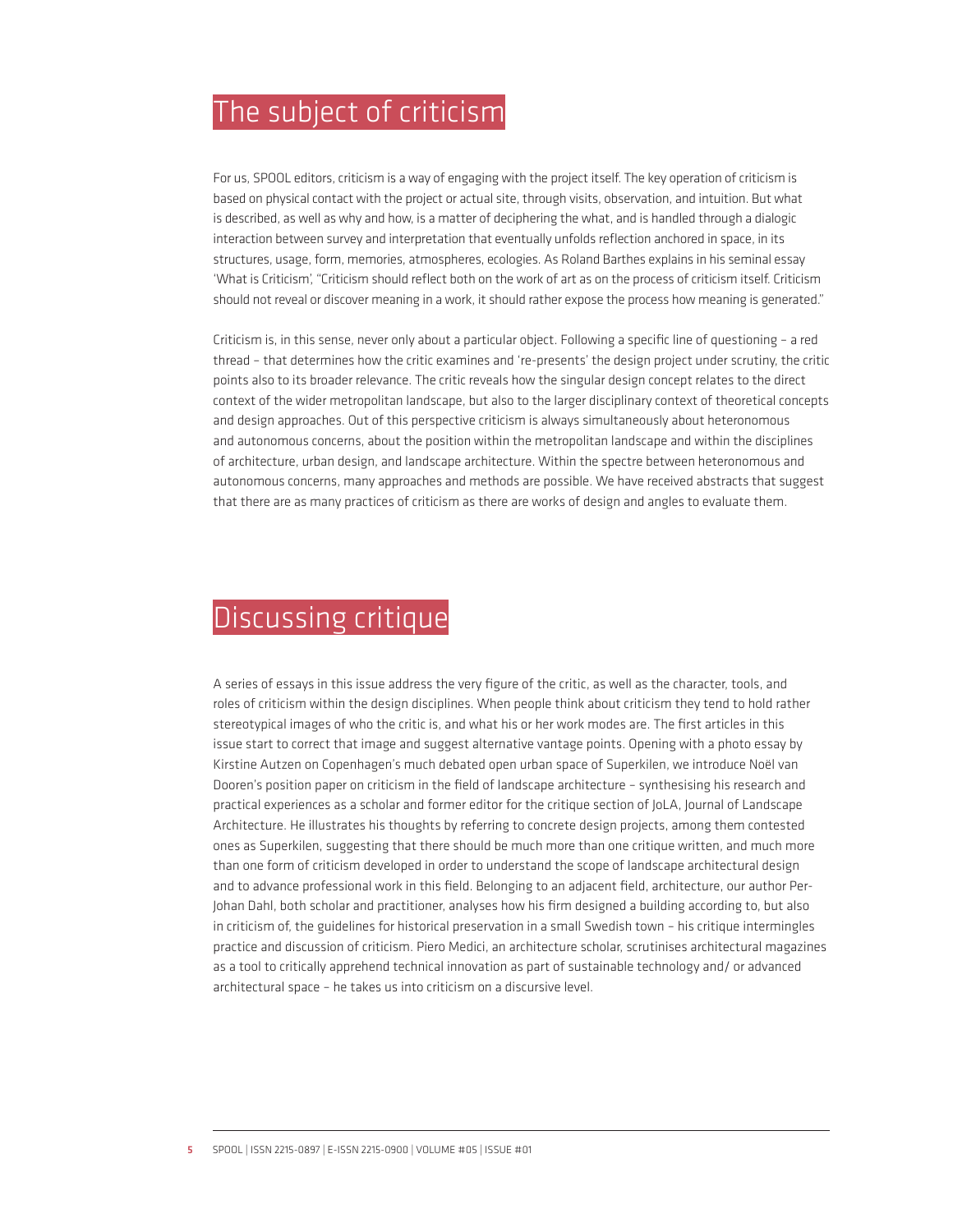## The subject of criticism

For us, SPOOL editors, criticism is a way of engaging with the project itself. The key operation of criticism is based on physical contact with the project or actual site, through visits, observation, and intuition. But what is described, as well as why and how, is a matter of deciphering the what, and is handled through a dialogic interaction between survey and interpretation that eventually unfolds reflection anchored in space, in its structures, usage, form, memories, atmospheres, ecologies. As Roland Barthes explains in his seminal essay 'What is Criticism', "Criticism should reflect both on the work of art as on the process of criticism itself. Criticism should not reveal or discover meaning in a work, it should rather expose the process how meaning is generated."

Criticism is, in this sense, never only about a particular object. Following a specific line of questioning – a red thread – that determines how the critic examines and 're-presents' the design project under scrutiny, the critic points also to its broader relevance. The critic reveals how the singular design concept relates to the direct context of the wider metropolitan landscape, but also to the larger disciplinary context of theoretical concepts and design approaches. Out of this perspective criticism is always simultaneously about heteronomous and autonomous concerns, about the position within the metropolitan landscape and within the disciplines of architecture, urban design, and landscape architecture. Within the spectre between heteronomous and autonomous concerns, many approaches and methods are possible. We have received abstracts that suggest that there are as many practices of criticism as there are works of design and angles to evaluate them.

## Discussing critique

A series of essays in this issue address the very figure of the critic, as well as the character, tools, and roles of criticism within the design disciplines. When people think about criticism they tend to hold rather stereotypical images of who the critic is, and what his or her work modes are. The first articles in this issue start to correct that image and suggest alternative vantage points. Opening with a photo essay by Kirstine Autzen on Copenhagen's much debated open urban space of Superkilen, we introduce Noël van Dooren's position paper on criticism in the field of landscape architecture – synthesising his research and practical experiences as a scholar and former editor for the critique section of JoLA, Journal of Landscape Architecture. He illustrates his thoughts by referring to concrete design projects, among them contested ones as Superkilen, suggesting that there should be much more than one critique written, and much more than one form of criticism developed in order to understand the scope of landscape architectural design and to advance professional work in this field. Belonging to an adjacent field, architecture, our author Per-Johan Dahl, both scholar and practitioner, analyses how his firm designed a building according to, but also in criticism of, the guidelines for historical preservation in a small Swedish town – his critique intermingles practice and discussion of criticism. Piero Medici, an architecture scholar, scrutinises architectural magazines as a tool to critically apprehend technical innovation as part of sustainable technology and/ or advanced architectural space – he takes us into criticism on a discursive level.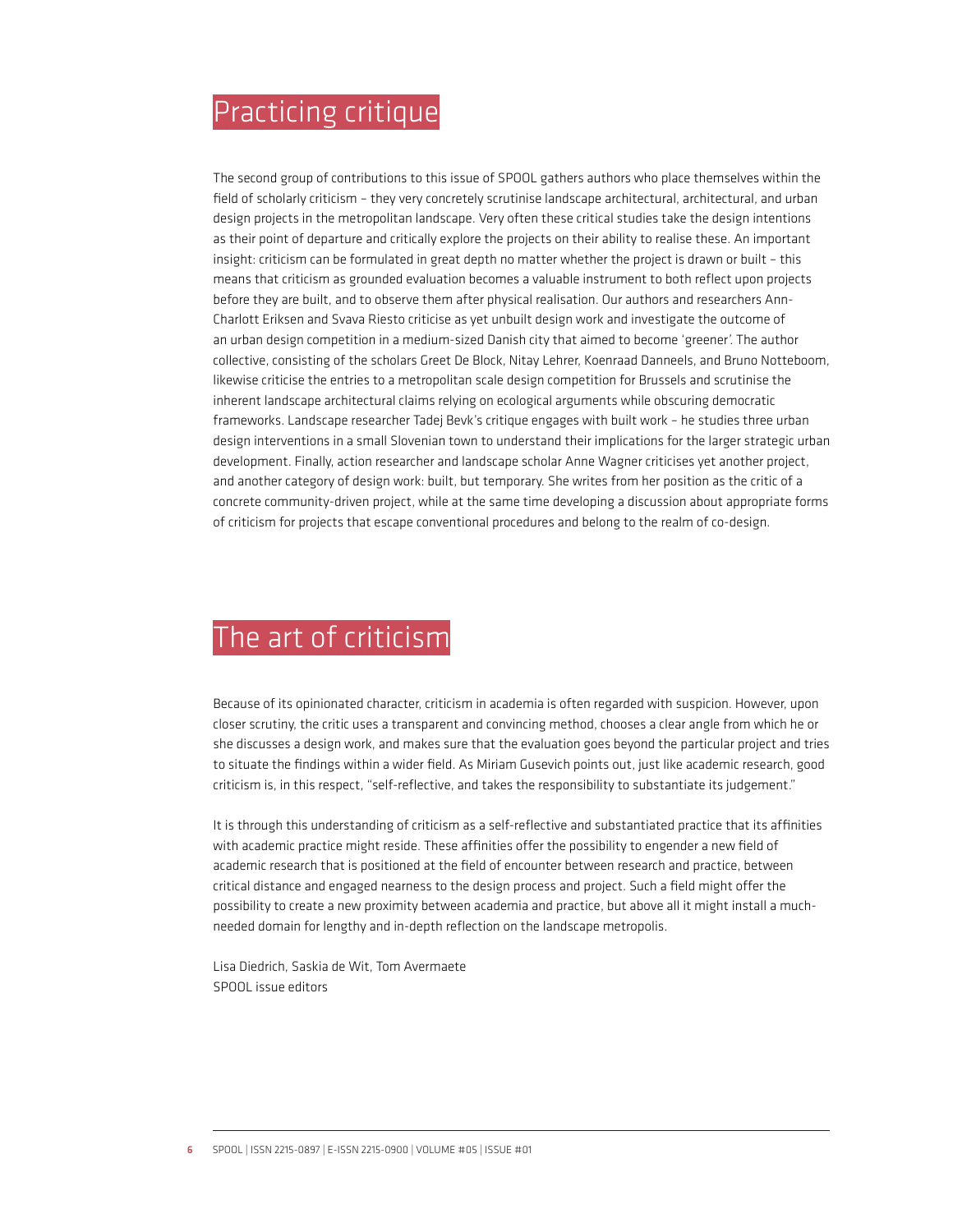## Practicing critique

The second group of contributions to this issue of SPOOL gathers authors who place themselves within the field of scholarly criticism – they very concretely scrutinise landscape architectural, architectural, and urban design projects in the metropolitan landscape. Very often these critical studies take the design intentions as their point of departure and critically explore the projects on their ability to realise these. An important insight: criticism can be formulated in great depth no matter whether the project is drawn or built – this means that criticism as grounded evaluation becomes a valuable instrument to both reflect upon projects before they are built, and to observe them after physical realisation. Our authors and researchers Ann-Charlott Eriksen and Svava Riesto criticise as yet unbuilt design work and investigate the outcome of an urban design competition in a medium-sized Danish city that aimed to become 'greener'. The author collective, consisting of the scholars Greet De Block, Nitay Lehrer, Koenraad Danneels, and Bruno Notteboom, likewise criticise the entries to a metropolitan scale design competition for Brussels and scrutinise the inherent landscape architectural claims relying on ecological arguments while obscuring democratic frameworks. Landscape researcher Tadej Bevk's critique engages with built work – he studies three urban design interventions in a small Slovenian town to understand their implications for the larger strategic urban development. Finally, action researcher and landscape scholar Anne Wagner criticises yet another project, and another category of design work: built, but temporary. She writes from her position as the critic of a concrete community-driven project, while at the same time developing a discussion about appropriate forms of criticism for projects that escape conventional procedures and belong to the realm of co-design.

## The art of criticism

Because of its opinionated character, criticism in academia is often regarded with suspicion. However, upon closer scrutiny, the critic uses a transparent and convincing method, chooses a clear angle from which he or she discusses a design work, and makes sure that the evaluation goes beyond the particular project and tries to situate the findings within a wider field. As Miriam Gusevich points out, just like academic research, good criticism is, in this respect, "self-reflective, and takes the responsibility to substantiate its judgement."

It is through this understanding of criticism as a self-reflective and substantiated practice that its affinities with academic practice might reside. These affinities offer the possibility to engender a new field of academic research that is positioned at the field of encounter between research and practice, between critical distance and engaged nearness to the design process and project. Such a field might offer the possibility to create a new proximity between academia and practice, but above all it might install a much-needed domain for lengthy and in-depth reflection on the landscape metropolis.

Lisa Diedrich, Saskia de Wit, Tom Avermaete
SPOOL issue editors